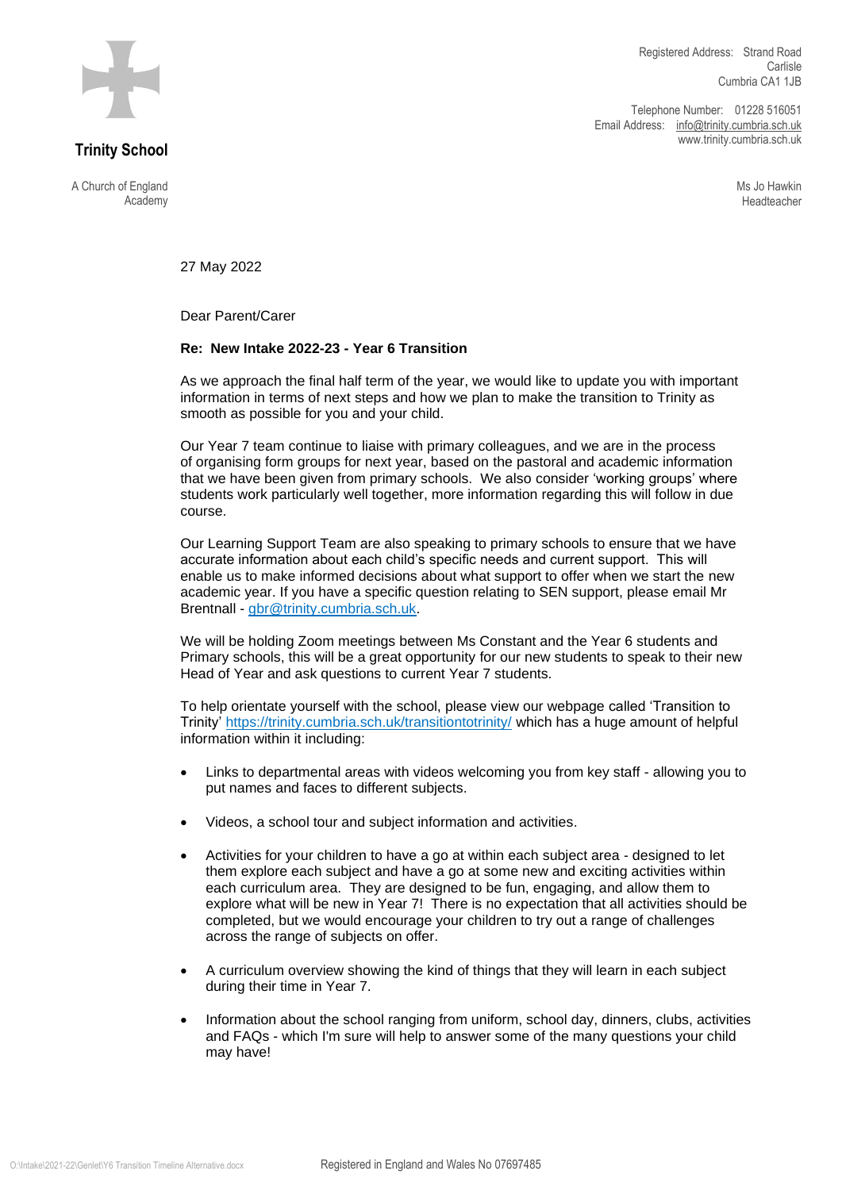**Trinity School**

A Church of England Academy

Registered Address: Strand Road
Carlisle
Cumbria CA1 1JB

Telephone Number: 01228 516051
Email Address: info@trinity.cumbria.sch.uk
www.trinity.cumbria.sch.uk

Ms Jo Hawkin
Headteacher

27 May 2022

Dear Parent/Carer

**Re: New Intake 2022-23 - Year 6 Transition**

As we approach the final half term of the year, we would like to update you with important information in terms of next steps and how we plan to make the transition to Trinity as smooth as possible for you and your child.

Our Year 7 team continue to liaise with primary colleagues, and we are in the process of organising form groups for next year, based on the pastoral and academic information that we have been given from primary schools. We also consider 'working groups' where students work particularly well together, more information regarding this will follow in due course.

Our Learning Support Team are also speaking to primary schools to ensure that we have accurate information about each child's specific needs and current support. This will enable us to make informed decisions about what support to offer when we start the new academic year. If you have a specific question relating to SEN support, please email Mr Brentnall - gbr@trinity.cumbria.sch.uk.

We will be holding Zoom meetings between Ms Constant and the Year 6 students and Primary schools, this will be a great opportunity for our new students to speak to their new Head of Year and ask questions to current Year 7 students.

To help orientate yourself with the school, please view our webpage called 'Transition to Trinity' https://trinity.cumbria.sch.uk/transitiontotrinity/ which has a huge amount of helpful information within it including:

- Links to departmental areas with videos welcoming you from key staff - allowing you to put names and faces to different subjects.
- Videos, a school tour and subject information and activities.
- Activities for your children to have a go at within each subject area - designed to let them explore each subject and have a go at some new and exciting activities within each curriculum area. They are designed to be fun, engaging, and allow them to explore what will be new in Year 7! There is no expectation that all activities should be completed, but we would encourage your children to try out a range of challenges across the range of subjects on offer.
- A curriculum overview showing the kind of things that they will learn in each subject during their time in Year 7.
- Information about the school ranging from uniform, school day, dinners, clubs, activities and FAQs - which I'm sure will help to answer some of the many questions your child may have!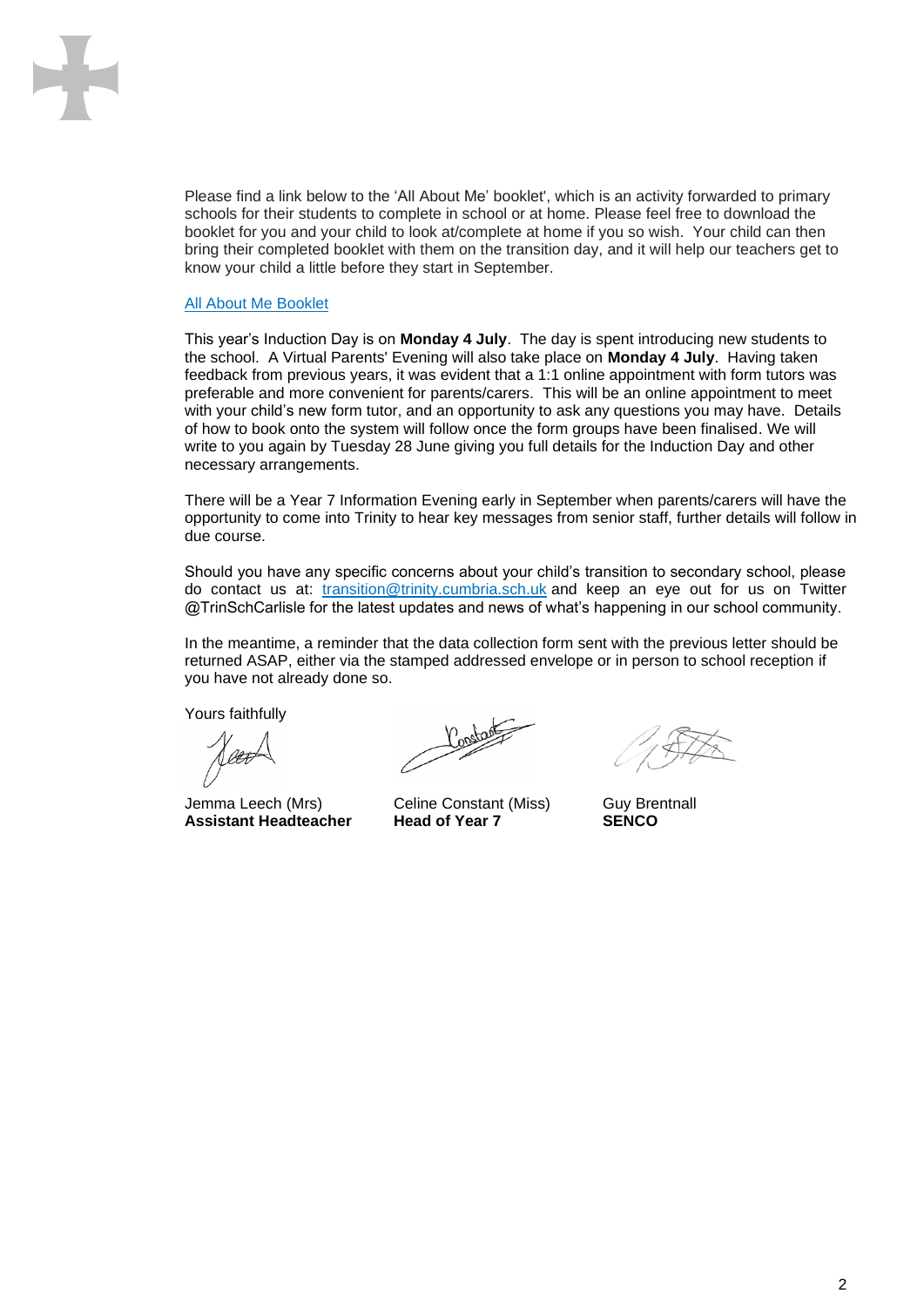Please find a link below to the 'All About Me' booklet', which is an activity forwarded to primary schools for their students to complete in school or at home. Please feel free to download the booklet for you and your child to look at/complete at home if you so wish. Your child can then bring their completed booklet with them on the transition day, and it will help our teachers get to know your child a little before they start in September.

All About Me Booklet

This year's Induction Day is on **Monday 4 July**. The day is spent introducing new students to the school. A Virtual Parents' Evening will also take place on **Monday 4 July**. Having taken feedback from previous years, it was evident that a 1:1 online appointment with form tutors was preferable and more convenient for parents/carers. This will be an online appointment to meet with your child's new form tutor, and an opportunity to ask any questions you may have. Details of how to book onto the system will follow once the form groups have been finalised. We will write to you again by Tuesday 28 June giving you full details for the Induction Day and other necessary arrangements.

There will be a Year 7 Information Evening early in September when parents/carers will have the opportunity to come into Trinity to hear key messages from senior staff, further details will follow in due course.

Should you have any specific concerns about your child's transition to secondary school, please do contact us at: transition@trinity.cumbria.sch.uk and keep an eye out for us on Twitter @TrinSchCarlisle for the latest updates and news of what's happening in our school community.

In the meantime, a reminder that the data collection form sent with the previous letter should be returned ASAP, either via the stamped addressed envelope or in person to school reception if you have not already done so.

Yours faithfully

Jemma Leech (Mrs)
**Assistant Headteacher**

Celine Constant (Miss)
**Head of Year 7**

Guy Brentnall
**SENCO**